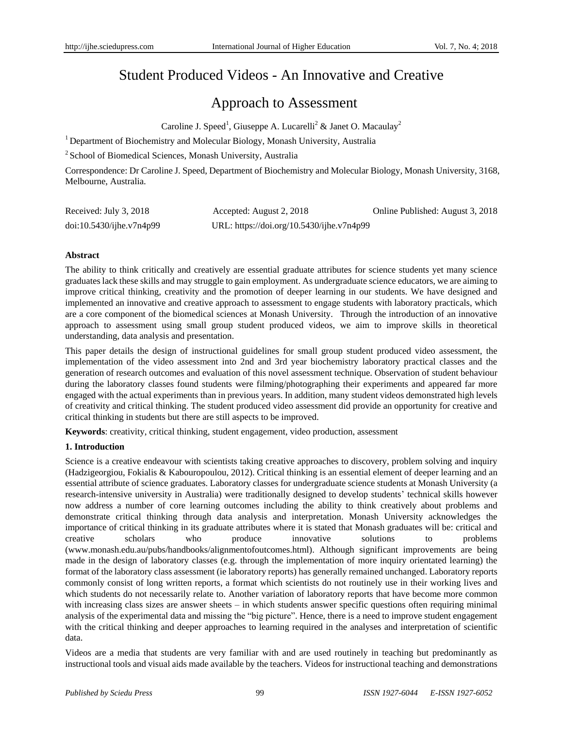# Student Produced Videos - An Innovative and Creative Approach to Assessment

Caroline J. Speed[1], Giuseppe A. Lucarelli[2] & Janet O. Macaulay[2]

[1] Department of Biochemistry and Molecular Biology, Monash University, Australia

[2] School of Biomedical Sciences, Monash University, Australia

Correspondence: Dr Caroline J. Speed, Department of Biochemistry and Molecular Biology, Monash University, 3168, Melbourne, Australia.

Received: July 3, 2018 Accepted: August 2, 2018 Online Published: August 3, 2018

doi:10.5430/ijhe.v7n4p99 URL: https://doi.org/10.5430/ijhe.v7n4p99

**Abstract**

The ability to think critically and creatively are essential graduate attributes for science students yet many science graduates lack these skills and may struggle to gain employment. As undergraduate science educators, we are aiming to improve critical thinking, creativity and the promotion of deeper learning in our students. We have designed and implemented an innovative and creative approach to assessment to engage students with laboratory practicals, which are a core component of the biomedical sciences at Monash University. Through the introduction of an innovative approach to assessment using small group student produced videos, we aim to improve skills in theoretical understanding, data analysis and presentation.

This paper details the design of instructional guidelines for small group student produced video assessment, the implementation of the video assessment into 2nd and 3rd year biochemistry laboratory practical classes and the generation of research outcomes and evaluation of this novel assessment technique. Observation of student behaviour during the laboratory classes found students were filming/photographing their experiments and appeared far more engaged with the actual experiments than in previous years. In addition, many student videos demonstrated high levels of creativity and critical thinking. The student produced video assessment did provide an opportunity for creative and critical thinking in students but there are still aspects to be improved.

**Keywords**: creativity, critical thinking, student engagement, video production, assessment

## 1. Introduction

Science is a creative endeavour with scientists taking creative approaches to discovery, problem solving and inquiry (Hadzigeorgiou, Fokialis & Kabouropoulou, 2012). Critical thinking is an essential element of deeper learning and an essential attribute of science graduates. Laboratory classes for undergraduate science students at Monash University (a research-intensive university in Australia) were traditionally designed to develop students' technical skills however now address a number of core learning outcomes including the ability to think creatively about problems and demonstrate critical thinking through data analysis and interpretation. Monash University acknowledges the importance of critical thinking in its graduate attributes where it is stated that Monash graduates will be: critical and creative scholars who produce innovative solutions to problems (www.monash.edu.au/pubs/handbooks/alignmentofoutcomes.html). Although significant improvements are being made in the design of laboratory classes (e.g. through the implementation of more inquiry orientated learning) the format of the laboratory class assessment (ie laboratory reports) has generally remained unchanged. Laboratory reports commonly consist of long written reports, a format which scientists do not routinely use in their working lives and which students do not necessarily relate to. Another variation of laboratory reports that have become more common with increasing class sizes are answer sheets – in which students answer specific questions often requiring minimal analysis of the experimental data and missing the "big picture". Hence, there is a need to improve student engagement with the critical thinking and deeper approaches to learning required in the analyses and interpretation of scientific data.

Videos are a media that students are very familiar with and are used routinely in teaching but predominantly as instructional tools and visual aids made available by the teachers. Videos for instructional teaching and demonstrations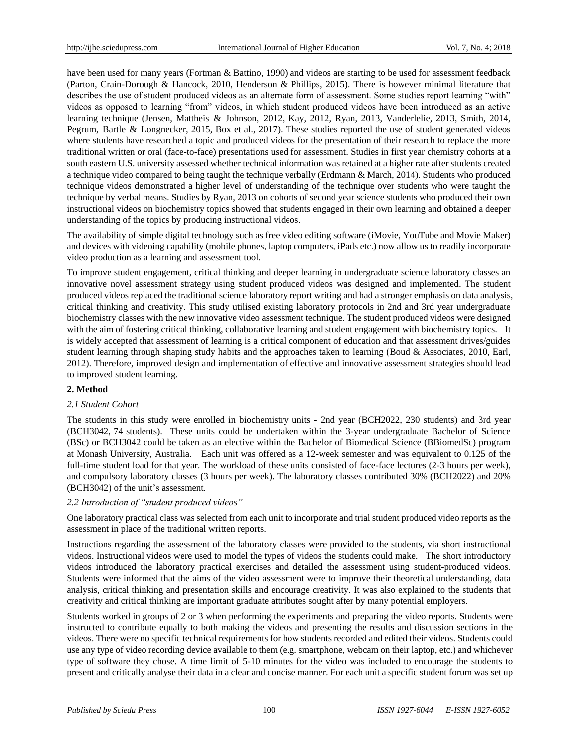have been used for many years (Fortman & Battino, 1990) and videos are starting to be used for assessment feedback (Parton, Crain-Dorough & Hancock, 2010, Henderson & Phillips, 2015). There is however minimal literature that describes the use of student produced videos as an alternate form of assessment. Some studies report learning "with" videos as opposed to learning "from" videos, in which student produced videos have been introduced as an active learning technique (Jensen, Mattheis & Johnson, 2012, Kay, 2012, Ryan, 2013, Vanderlelie, 2013, Smith, 2014, Pegrum, Bartle & Longnecker, 2015, Box et al., 2017). These studies reported the use of student generated videos where students have researched a topic and produced videos for the presentation of their research to replace the more traditional written or oral (face-to-face) presentations used for assessment. Studies in first year chemistry cohorts at a south eastern U.S. university assessed whether technical information was retained at a higher rate after students created a technique video compared to being taught the technique verbally (Erdmann & March, 2014). Students who produced technique videos demonstrated a higher level of understanding of the technique over students who were taught the technique by verbal means. Studies by Ryan, 2013 on cohorts of second year science students who produced their own instructional videos on biochemistry topics showed that students engaged in their own learning and obtained a deeper understanding of the topics by producing instructional videos.

The availability of simple digital technology such as free video editing software (iMovie, YouTube and Movie Maker) and devices with videoing capability (mobile phones, laptop computers, iPads etc.) now allow us to readily incorporate video production as a learning and assessment tool.

To improve student engagement, critical thinking and deeper learning in undergraduate science laboratory classes an innovative novel assessment strategy using student produced videos was designed and implemented. The student produced videos replaced the traditional science laboratory report writing and had a stronger emphasis on data analysis, critical thinking and creativity. This study utilised existing laboratory protocols in 2nd and 3rd year undergraduate biochemistry classes with the new innovative video assessment technique. The student produced videos were designed with the aim of fostering critical thinking, collaborative learning and student engagement with biochemistry topics. It is widely accepted that assessment of learning is a critical component of education and that assessment drives/guides student learning through shaping study habits and the approaches taken to learning (Boud & Associates, 2010, Earl, 2012). Therefore, improved design and implementation of effective and innovative assessment strategies should lead to improved student learning.

## 2. Method

### *2.1 Student Cohort*

The students in this study were enrolled in biochemistry units - 2nd year (BCH2022, 230 students) and 3rd year (BCH3042, 74 students). These units could be undertaken within the 3-year undergraduate Bachelor of Science (BSc) or BCH3042 could be taken as an elective within the Bachelor of Biomedical Science (BBiomedSc) program at Monash University, Australia. Each unit was offered as a 12-week semester and was equivalent to 0.125 of the full-time student load for that year. The workload of these units consisted of face-face lectures (2-3 hours per week), and compulsory laboratory classes (3 hours per week). The laboratory classes contributed 30% (BCH2022) and 20% (BCH3042) of the unit's assessment.

### *2.2 Introduction of "student produced videos"*

One laboratory practical class was selected from each unit to incorporate and trial student produced video reports as the assessment in place of the traditional written reports.

Instructions regarding the assessment of the laboratory classes were provided to the students, via short instructional videos. Instructional videos were used to model the types of videos the students could make. The short introductory videos introduced the laboratory practical exercises and detailed the assessment using student-produced videos. Students were informed that the aims of the video assessment were to improve their theoretical understanding, data analysis, critical thinking and presentation skills and encourage creativity. It was also explained to the students that creativity and critical thinking are important graduate attributes sought after by many potential employers.

Students worked in groups of 2 or 3 when performing the experiments and preparing the video reports. Students were instructed to contribute equally to both making the videos and presenting the results and discussion sections in the videos. There were no specific technical requirements for how students recorded and edited their videos. Students could use any type of video recording device available to them (e.g. smartphone, webcam on their laptop, etc.) and whichever type of software they chose. A time limit of 5-10 minutes for the video was included to encourage the students to present and critically analyse their data in a clear and concise manner. For each unit a specific student forum was set up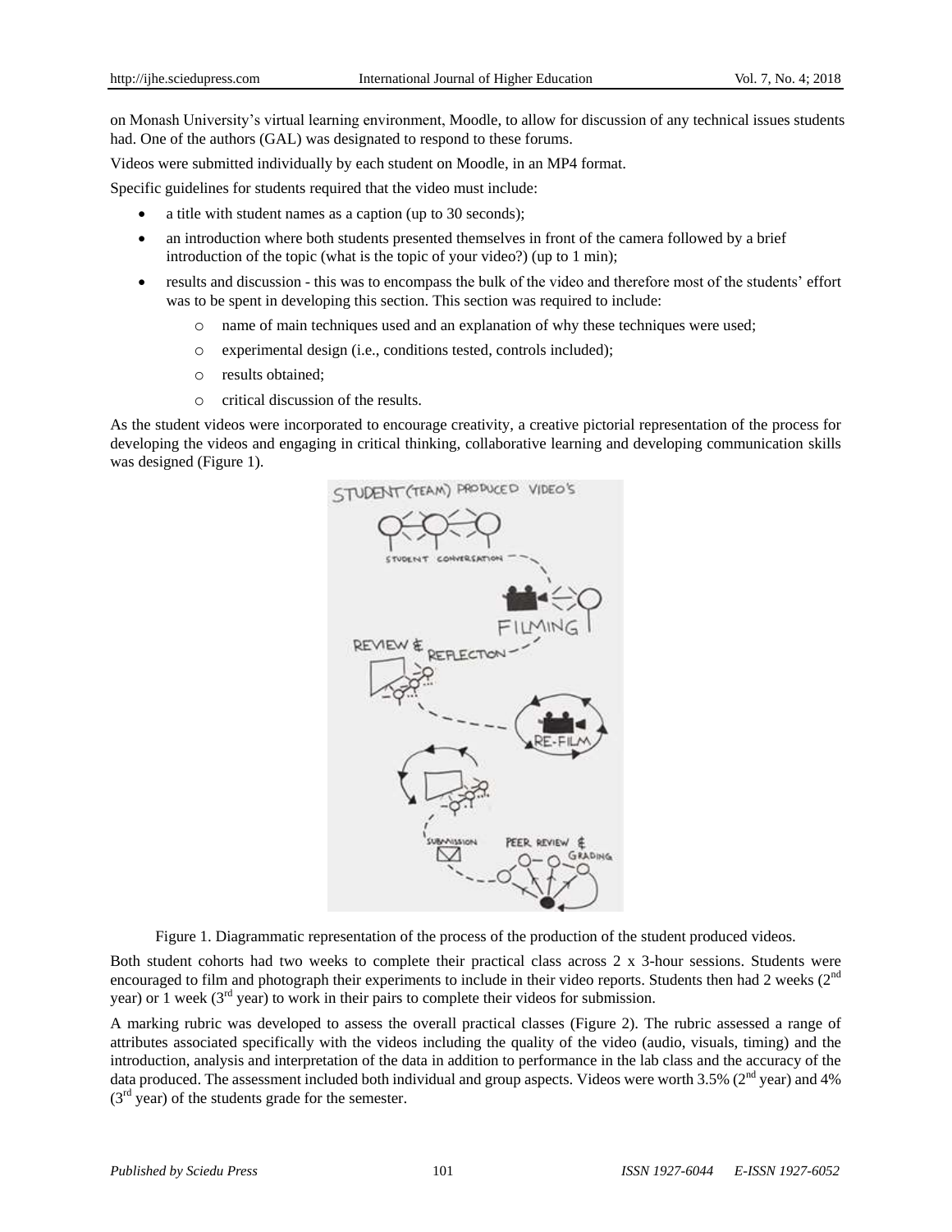on Monash University's virtual learning environment, Moodle, to allow for discussion of any technical issues students had. One of the authors (GAL) was designated to respond to these forums.

Videos were submitted individually by each student on Moodle, in an MP4 format.

Specific guidelines for students required that the video must include:

- a title with student names as a caption (up to 30 seconds);
- an introduction where both students presented themselves in front of the camera followed by a brief introduction of the topic (what is the topic of your video?) (up to 1 min);
- results and discussion - this was to encompass the bulk of the video and therefore most of the students' effort was to be spent in developing this section. This section was required to include:
    - name of main techniques used and an explanation of why these techniques were used;
    - experimental design (i.e., conditions tested, controls included);
    - results obtained;
    - critical discussion of the results.

As the student videos were incorporated to encourage creativity, a creative pictorial representation of the process for developing the videos and engaging in critical thinking, collaborative learning and developing communication skills was designed (Figure 1).

Figure 1. Diagrammatic representation of the process of the production of the student produced videos.

Both student cohorts had two weeks to complete their practical class across 2 x 3-hour sessions. Students were encouraged to film and photograph their experiments to include in their video reports. Students then had 2 weeks (2nd year) or 1 week (3rd year) to work in their pairs to complete their videos for submission.

A marking rubric was developed to assess the overall practical classes (Figure 2). The rubric assessed a range of attributes associated specifically with the videos including the quality of the video (audio, visuals, timing) and the introduction, analysis and interpretation of the data in addition to performance in the lab class and the accuracy of the data produced. The assessment included both individual and group aspects. Videos were worth 3.5% (2nd year) and 4% (3rd year) of the students grade for the semester.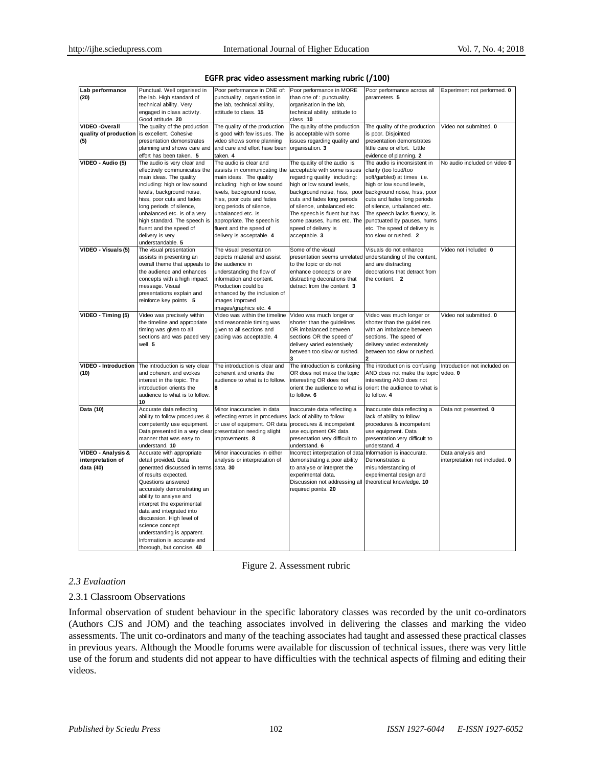**EGFR prac video assessment marking rubric (/100)**

| | | | | | |
|---|---|---|---|---|---|
| **Lab performance (20)** | Punctual. Well organised in the lab. High standard of technical ability. Very engaged in class activity. Good attitude. **20** | Poor performance in ONE of: punctuality, organisation in the lab, technical ability, attitude to class. **15** | Poor performance in MORE than one of : punctuality, organisation in the lab, technical ability, attitude to class **10** | Poor performance across all parameters. **5** | Experiment not performed. **0** |
| **VIDEO -Overall quality of production (5)** | The quality of the production is excellent. Cohesive presentation demonstrates planning and shows care and effort has been taken. **5** | The quality of the production is good with few issues. The video shows some planning and care and effort have been taken. **4** | The quality of the production is acceptable with some issues regarding quality and organisation. **3** | The quality of the production is poor. Disjointed presentation demonstrates little care or effort. Little evidence of planning. **2** | Video not submitted. **0** |
| **VIDEO - Audio (5)** | The audio is very clear and effectively communicates the main ideas. The quality including: high or low sound levels, background noise, hiss, poor cuts and fades long periods of silence, unbalanced etc. is of a very high standard. The speech is fluent and the speed of delivery is very understandable. **5** | The audio is clear and assists in communicating the main ideas. The quality including: high or low sound levels, background noise, hiss, poor cuts and fades long periods of silence, unbalanced etc. is appropriate. The speech is fluent and the speed of delivery is acceptable. **4** | The quality of the audio is acceptable with some issues regarding quality including: high or low sound levels, background noise, hiss, poor cuts and fades long periods of silence, unbalanced etc. The speech is fluent but has some pauses, hums etc. The speed of delivery is acceptable. **3** | The audio is inconsistent in clarity (too loud/too soft/garbled) at times i.e. high or low sound levels, background noise, hiss, poor cuts and fades long periods of silence, unbalanced etc. The speech lacks fluency, is punctuated by pauses, hums etc. The speed of delivery is too slow or rushed. **2** | No audio included on video **0** |
| **VIDEO - Visuals (5)** | The visual presentation assists in presenting an overall theme that appeals to the audience and enhances concepts with a high impact message. Visual presentations explain and reinforce key points **5** | The visual presentation depicts material and assist the audience in understanding the flow of information and content. Production could be enhanced by the inclusion of images improved images/graphics etc. **4** | Some of the visual presentation seems unrelated to the topic or do not enhance concepts or are distracting decorations that detract from the content **3** | Visuals do not enhance understanding of the content, and are distracting decorations that detract from the content. **2** | Video not included **0** |
| **VIDEO - Timing (5)** | Video was precisely within the timeline and appropriate timing was given to all sections and was paced very well. **5** | Video was within the timeline and reasonable timing was given to all sections and pacing was acceptable. **4** | Video was much longer or shorter than the guidelines OR imbalanced between sections OR the speed of delivery varied extensively between too slow or rushed. **3** | Video was much longer or shorter than the guidelines with an imbalance between sections. The speed of delivery varied extensively between too slow or rushed. **2** | Video not submitted. **0** |
| **VIDEO - Introduction (10)** | The introduction is very clear and coherent and evokes interest in the topic. The introduction orients the audience to what is to follow. **10** | The introduction is clear and coherent and orients the audience to what is to follow. **8** | The introduction is confusing OR does not make the topic interesting OR does not orient the audience to what is to follow. **6** | The introduction is confusing AND does not make the topic interesting AND does not orient the audience to what is to follow. **4** | Introduction not included on video. **0** |
| **Data (10)** | Accurate data reflecting ability to follow procedures & competently use equipment. Data presented in a very clear manner that was easy to understand. **10** | Minor inaccuracies in data reflecting errors in procedures or use of equipment. OR data presentation needing slight improvements. **8** | Inaccurate data reflecting a lack of ability to follow procedures & incompetent use equipment OR data presentation very difficult to understand. **6** | Inaccurate data reflecting a lack of ability to follow procedures & incompetent use equipment. Data presentation very difficult to understand. **4** | Data not presented. **0** |
| **VIDEO - Analysis & interpretation of data (40)** | Accurate with appropriate detail provided. Data generated discussed in terms of results expected. Questions answered accurately demonstrating an ability to analyse and interpret the experimental data and integrated into discussion. High level of science concept understanding is apparent. Information is accurate and thorough, but concise. **40** | Minor inaccuracies in either analysis or interpretation of data. **30** | Incorrect interpretation of data demonstrating a poor ability to analyse or interpret the experimental data. Discussion not addressing all required points. **20** | Information is inaccurate. Demonstrates a misunderstanding of experimental design and theoretical knowledge. **10** | Data analysis and interpretation not included. **0** |

Figure 2. Assessment rubric

### *2.3 Evaluation*

#### 2.3.1 Classroom Observations

Informal observation of student behaviour in the specific laboratory classes was recorded by the unit co-ordinators (Authors CJS and JOM) and the teaching associates involved in delivering the classes and marking the video assessments. The unit co-ordinators and many of the teaching associates had taught and assessed these practical classes in previous years. Although the Moodle forums were available for discussion of technical issues, there was very little use of the forum and students did not appear to have difficulties with the technical aspects of filming and editing their videos.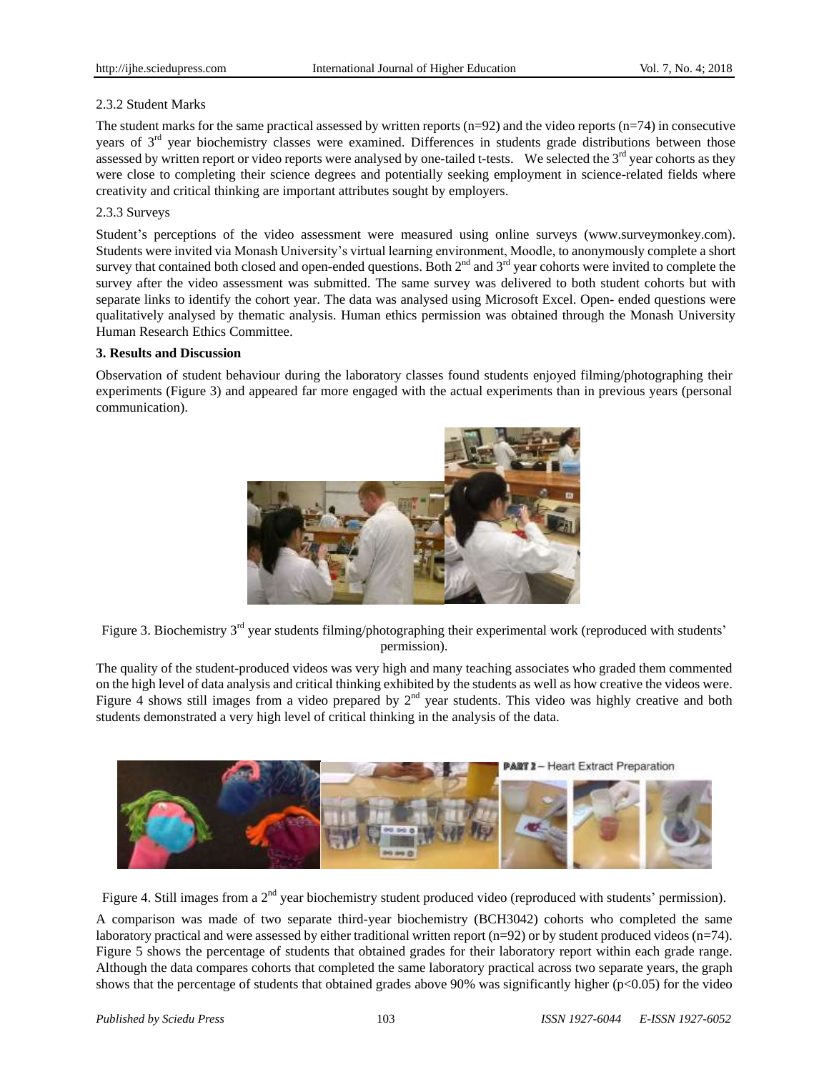2.3.2 Student Marks

The student marks for the same practical assessed by written reports (n=92) and the video reports (n=74) in consecutive years of 3rd year biochemistry classes were examined. Differences in students grade distributions between those assessed by written report or video reports were analysed by one-tailed t-tests. We selected the 3rd year cohorts as they were close to completing their science degrees and potentially seeking employment in science-related fields where creativity and critical thinking are important attributes sought by employers.

2.3.3 Surveys

Student's perceptions of the video assessment were measured using online surveys (www.surveymonkey.com). Students were invited via Monash University's virtual learning environment, Moodle, to anonymously complete a short survey that contained both closed and open-ended questions. Both 2nd and 3rd year cohorts were invited to complete the survey after the video assessment was submitted. The same survey was delivered to both student cohorts but with separate links to identify the cohort year. The data was analysed using Microsoft Excel. Open- ended questions were qualitatively analysed by thematic analysis. Human ethics permission was obtained through the Monash University Human Research Ethics Committee.

**3. Results and Discussion**

Observation of student behaviour during the laboratory classes found students enjoyed filming/photographing their experiments (Figure 3) and appeared far more engaged with the actual experiments than in previous years (personal communication).

Figure 3. Biochemistry 3rd year students filming/photographing their experimental work (reproduced with students' permission).

The quality of the student-produced videos was very high and many teaching associates who graded them commented on the high level of data analysis and critical thinking exhibited by the students as well as how creative the videos were. Figure 4 shows still images from a video prepared by 2nd year students. This video was highly creative and both students demonstrated a very high level of critical thinking in the analysis of the data.

Figure 4. Still images from a 2nd year biochemistry student produced video (reproduced with students' permission).

A comparison was made of two separate third-year biochemistry (BCH3042) cohorts who completed the same laboratory practical and were assessed by either traditional written report (n=92) or by student produced videos (n=74). Figure 5 shows the percentage of students that obtained grades for their laboratory report within each grade range. Although the data compares cohorts that completed the same laboratory practical across two separate years, the graph shows that the percentage of students that obtained grades above 90% was significantly higher ($p<0.05$) for the video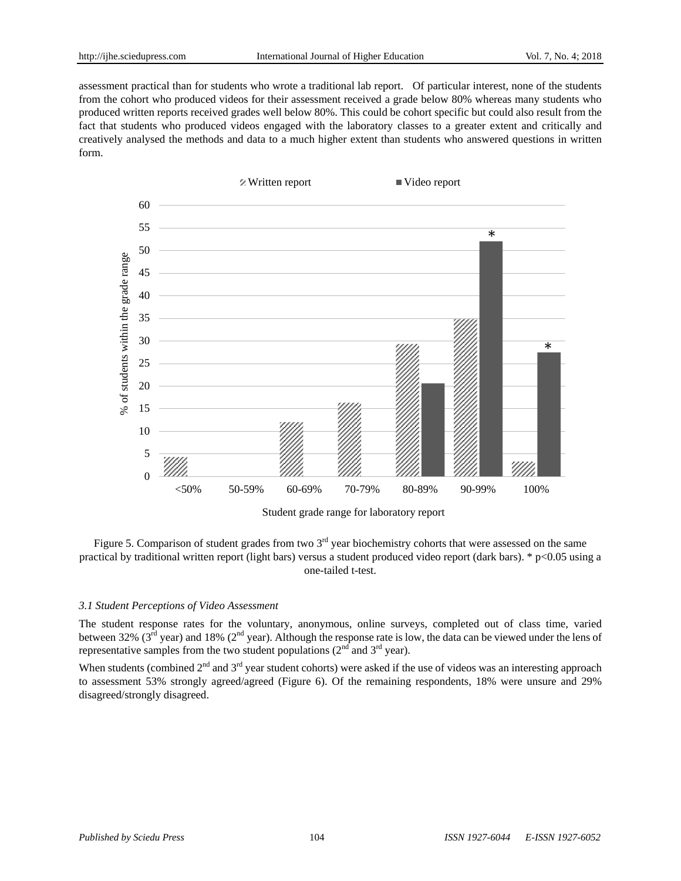assessment practical than for students who wrote a traditional lab report. Of particular interest, none of the students from the cohort who produced videos for their assessment received a grade below 80% whereas many students who produced written reports received grades well below 80%. This could be cohort specific but could also result from the fact that students who produced videos engaged with the laboratory classes to a greater extent and critically and creatively analysed the methods and data to a much higher extent than students who answered questions in written form.

Figure 5. Comparison of student grades from two 3rd year biochemistry cohorts that were assessed on the same practical by traditional written report (light bars) versus a student produced video report (dark bars). * $p<0.05$ using a one-tailed t-test.

### 3.1 Student Perceptions of Video Assessment

The student response rates for the voluntary, anonymous, online surveys, completed out of class time, varied between 32% (3rd year) and 18% (2nd year). Although the response rate is low, the data can be viewed under the lens of representative samples from the two student populations (2nd and 3rd year).

When students (combined 2nd and 3rd year student cohorts) were asked if the use of videos was an interesting approach to assessment 53% strongly agreed/agreed (Figure 6). Of the remaining respondents, 18% were unsure and 29% disagreed/strongly disagreed.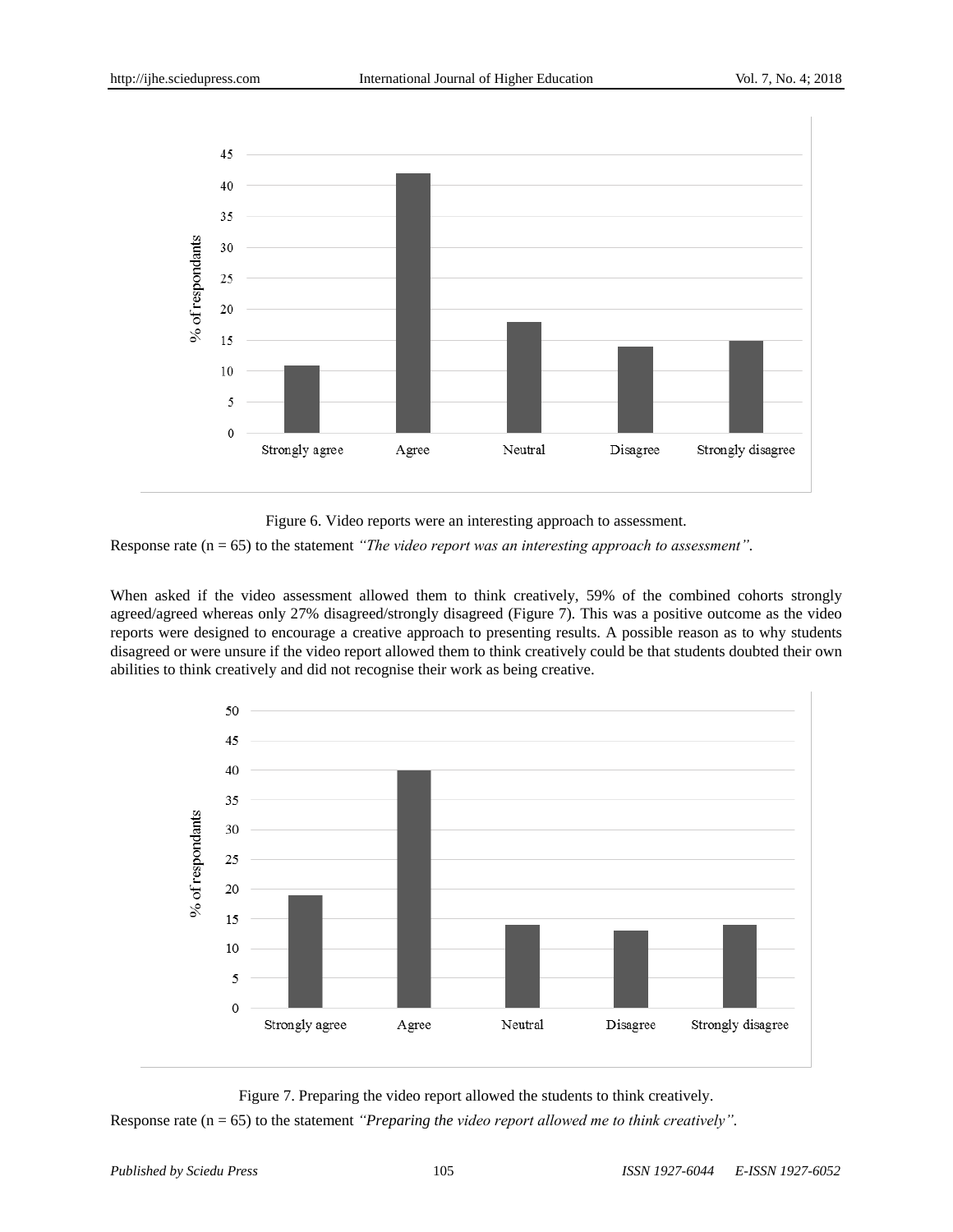Figure 6. Video reports were an interesting approach to assessment.

Response rate (n = 65) to the statement *"The video report was an interesting approach to assessment"*.

When asked if the video assessment allowed them to think creatively, 59% of the combined cohorts strongly agreed/agreed whereas only 27% disagreed/strongly disagreed (Figure 7). This was a positive outcome as the video reports were designed to encourage a creative approach to presenting results. A possible reason as to why students disagreed or were unsure if the video report allowed them to think creatively could be that students doubted their own abilities to think creatively and did not recognise their work as being creative.

Figure 7. Preparing the video report allowed the students to think creatively.

Response rate (n = 65) to the statement *"Preparing the video report allowed me to think creatively"*.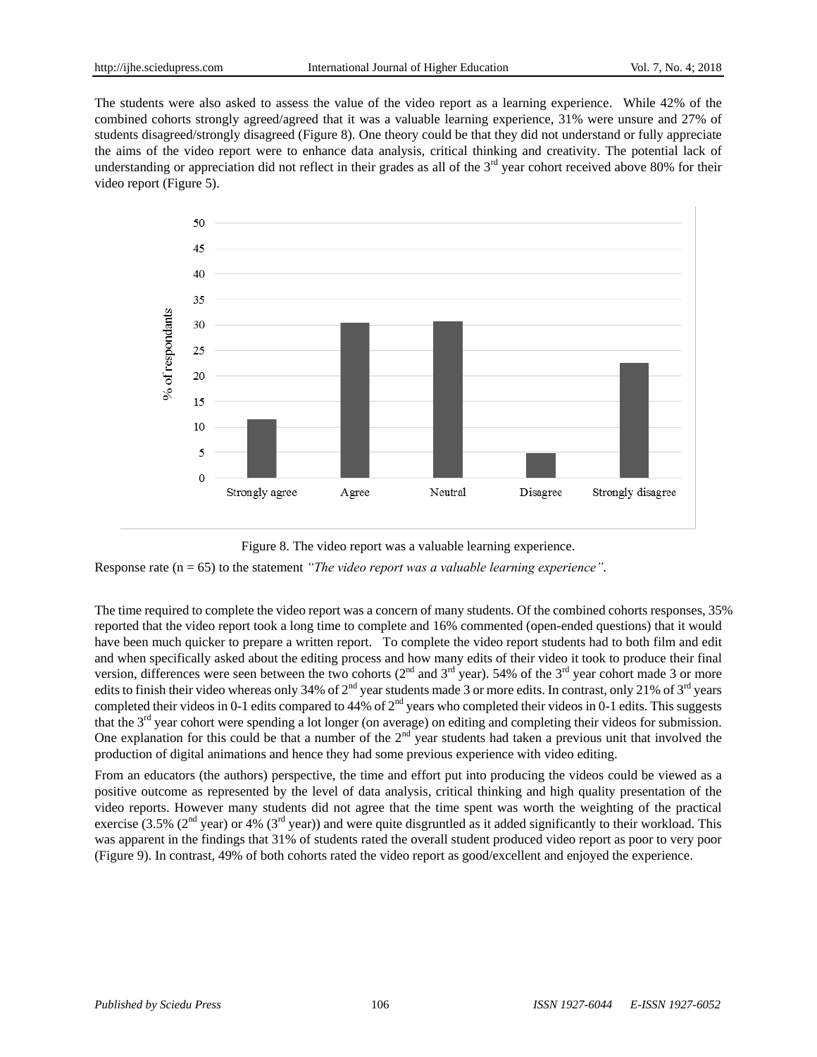The students were also asked to assess the value of the video report as a learning experience. While 42% of the combined cohorts strongly agreed/agreed that it was a valuable learning experience, 31% were unsure and 27% of students disagreed/strongly disagreed (Figure 8). One theory could be that they did not understand or fully appreciate the aims of the video report were to enhance data analysis, critical thinking and creativity. The potential lack of understanding or appreciation did not reflect in their grades as all of the 3rd year cohort received above 80% for their video report (Figure 5).

Figure 8. The video report was a valuable learning experience.

Response rate (n = 65) to the statement *"The video report was a valuable learning experience"*.

The time required to complete the video report was a concern of many students. Of the combined cohorts responses, 35% reported that the video report took a long time to complete and 16% commented (open-ended questions) that it would have been much quicker to prepare a written report. To complete the video report students had to both film and edit and when specifically asked about the editing process and how many edits of their video it took to produce their final version, differences were seen between the two cohorts (2nd and 3rd year). 54% of the 3rd year cohort made 3 or more edits to finish their video whereas only 34% of 2nd year students made 3 or more edits. In contrast, only 21% of 3rd years completed their videos in 0-1 edits compared to 44% of 2nd years who completed their videos in 0-1 edits. This suggests that the 3rd year cohort were spending a lot longer (on average) on editing and completing their videos for submission. One explanation for this could be that a number of the 2nd year students had taken a previous unit that involved the production of digital animations and hence they had some previous experience with video editing.

From an educators (the authors) perspective, the time and effort put into producing the videos could be viewed as a positive outcome as represented by the level of data analysis, critical thinking and high quality presentation of the video reports. However many students did not agree that the time spent was worth the weighting of the practical exercise (3.5% (2nd year) or 4% (3rd year)) and were quite disgruntled as it added significantly to their workload. This was apparent in the findings that 31% of students rated the overall student produced video report as poor to very poor (Figure 9). In contrast, 49% of both cohorts rated the video report as good/excellent and enjoyed the experience.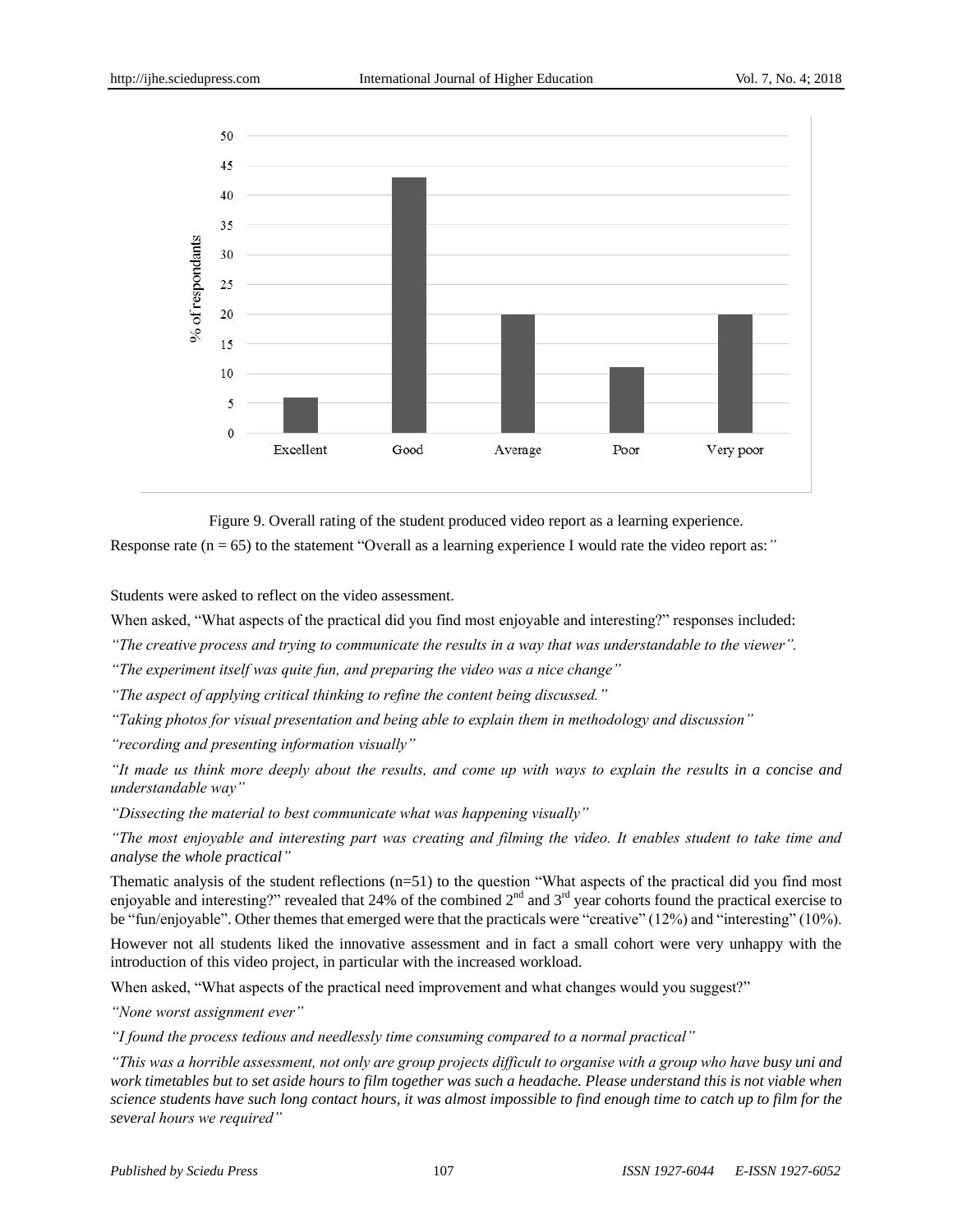Figure 9. Overall rating of the student produced video report as a learning experience.

Response rate (n = 65) to the statement "Overall as a learning experience I would rate the video report as:*"*

Students were asked to reflect on the video assessment.

When asked, "What aspects of the practical did you find most enjoyable and interesting?" responses included:

*"The creative process and trying to communicate the results in a way that was understandable to the viewer".*

*"The experiment itself was quite fun, and preparing the video was a nice change"*

*"The aspect of applying critical thinking to refine the content being discussed."*

*"Taking photos for visual presentation and being able to explain them in methodology and discussion"*

*"recording and presenting information visually"*

*"It made us think more deeply about the results, and come up with ways to explain the results in a concise and understandable way"*

*"Dissecting the material to best communicate what was happening visually"*

*"The most enjoyable and interesting part was creating and filming the video. It enables student to take time and analyse the whole practical"*

Thematic analysis of the student reflections (n=51) to the question "What aspects of the practical did you find most enjoyable and interesting?" revealed that 24% of the combined 2nd and 3rd year cohorts found the practical exercise to be "fun/enjoyable". Other themes that emerged were that the practicals were "creative" (12%) and "interesting" (10%).

However not all students liked the innovative assessment and in fact a small cohort were very unhappy with the introduction of this video project, in particular with the increased workload.

When asked, "What aspects of the practical need improvement and what changes would you suggest?"

*"None worst assignment ever"*

*"I found the process tedious and needlessly time consuming compared to a normal practical"*

*"This was a horrible assessment, not only are group projects difficult to organise with a group who have busy uni and work timetables but to set aside hours to film together was such a headache. Please understand this is not viable when science students have such long contact hours, it was almost impossible to find enough time to catch up to film for the several hours we required"*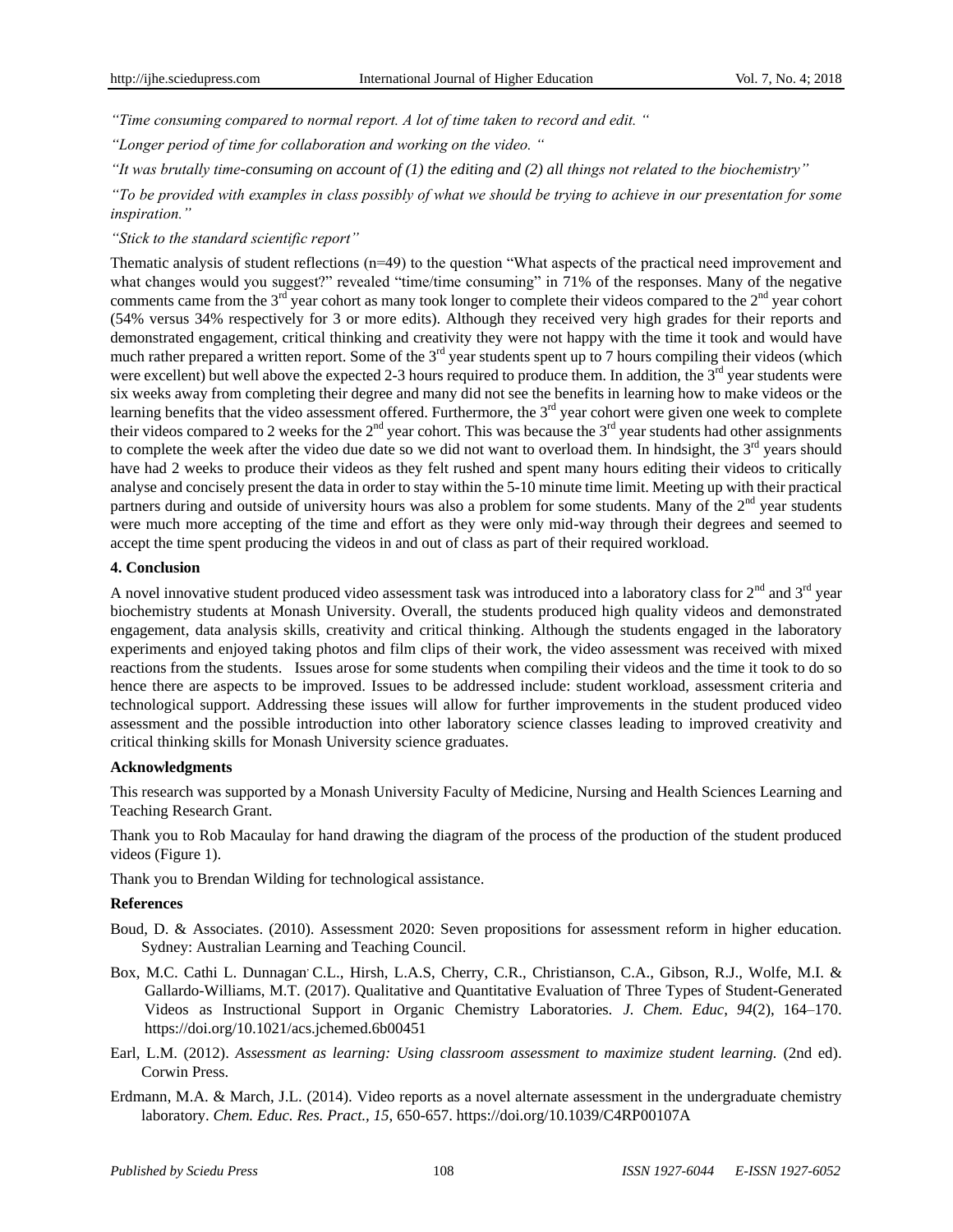*"Time consuming compared to normal report. A lot of time taken to record and edit. "*

*"Longer period of time for collaboration and working on the video. "*

*"It was brutally time-consuming on account of (1) the editing and (2) all things not related to the biochemistry"*

*"To be provided with examples in class possibly of what we should be trying to achieve in our presentation for some inspiration."*

*"Stick to the standard scientific report"*

Thematic analysis of student reflections (n=49) to the question "What aspects of the practical need improvement and what changes would you suggest?" revealed "time/time consuming" in 71% of the responses. Many of the negative comments came from the 3rd year cohort as many took longer to complete their videos compared to the 2nd year cohort (54% versus 34% respectively for 3 or more edits). Although they received very high grades for their reports and demonstrated engagement, critical thinking and creativity they were not happy with the time it took and would have much rather prepared a written report. Some of the 3rd year students spent up to 7 hours compiling their videos (which were excellent) but well above the expected 2-3 hours required to produce them. In addition, the 3rd year students were six weeks away from completing their degree and many did not see the benefits in learning how to make videos or the learning benefits that the video assessment offered. Furthermore, the 3rd year cohort were given one week to complete their videos compared to 2 weeks for the 2nd year cohort. This was because the 3rd year students had other assignments to complete the week after the video due date so we did not want to overload them. In hindsight, the 3rd years should have had 2 weeks to produce their videos as they felt rushed and spent many hours editing their videos to critically analyse and concisely present the data in order to stay within the 5-10 minute time limit. Meeting up with their practical partners during and outside of university hours was also a problem for some students. Many of the 2nd year students were much more accepting of the time and effort as they were only mid-way through their degrees and seemed to accept the time spent producing the videos in and out of class as part of their required workload.

## 4. Conclusion

A novel innovative student produced video assessment task was introduced into a laboratory class for 2nd and 3rd year biochemistry students at Monash University. Overall, the students produced high quality videos and demonstrated engagement, data analysis skills, creativity and critical thinking. Although the students engaged in the laboratory experiments and enjoyed taking photos and film clips of their work, the video assessment was received with mixed reactions from the students. Issues arose for some students when compiling their videos and the time it took to do so hence there are aspects to be improved. Issues to be addressed include: student workload, assessment criteria and technological support. Addressing these issues will allow for further improvements in the student produced video assessment and the possible introduction into other laboratory science classes leading to improved creativity and critical thinking skills for Monash University science graduates.

## Acknowledgments

This research was supported by a Monash University Faculty of Medicine, Nursing and Health Sciences Learning and Teaching Research Grant.

Thank you to Rob Macaulay for hand drawing the diagram of the process of the production of the student produced videos (Figure 1).

Thank you to Brendan Wilding for technological assistance.

## References

Boud, D. & Associates. (2010). Assessment 2020: Seven propositions for assessment reform in higher education. Sydney: Australian Learning and Teaching Council.

Box, M.C. Cathi L. Dunnagan, C.L., Hirsh, L.A.S, Cherry, C.R., Christianson, C.A., Gibson, R.J., Wolfe, M.I. & Gallardo-Williams, M.T. (2017). Qualitative and Quantitative Evaluation of Three Types of Student-Generated Videos as Instructional Support in Organic Chemistry Laboratories. *J. Chem. Educ*, *94*(2), 164–170. https://doi.org/10.1021/acs.jchemed.6b00451

Earl, L.M. (2012). *Assessment as learning: Using classroom assessment to maximize student learning.* (2nd ed). Corwin Press.

Erdmann, M.A. & March, J.L. (2014). Video reports as a novel alternate assessment in the undergraduate chemistry laboratory. *Chem. Educ. Res. Pract., 15*, 650-657. https://doi.org/10.1039/C4RP00107A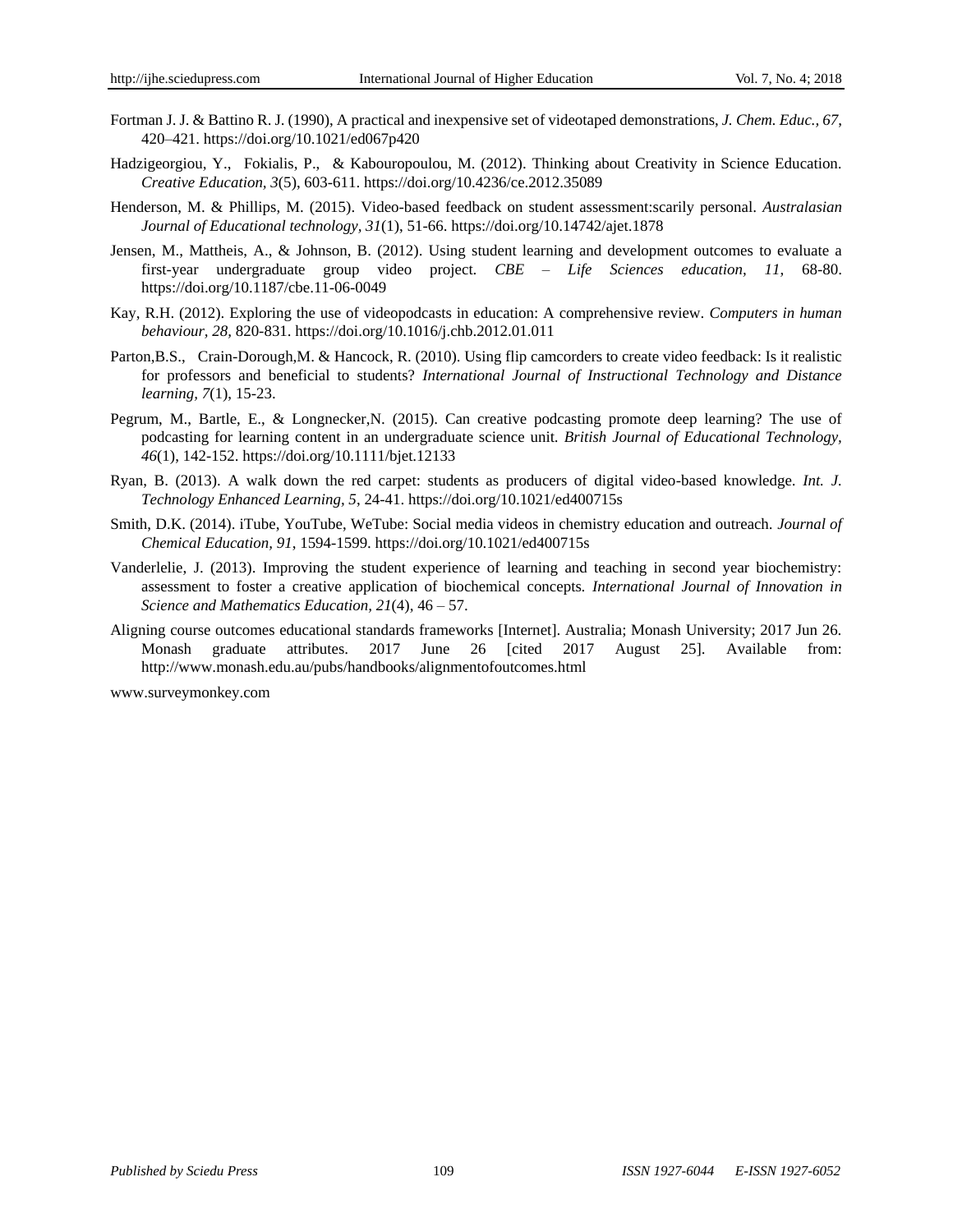Fortman J. J. & Battino R. J. (1990), A practical and inexpensive set of videotaped demonstrations, *J. Chem. Educ., 67*, 420–421. https://doi.org/10.1021/ed067p420

Hadzigeorgiou, Y., Fokialis, P., & Kabouropoulou, M. (2012). Thinking about Creativity in Science Education. *Creative Education, 3*(5), 603-611. https://doi.org/10.4236/ce.2012.35089

Henderson, M. & Phillips, M. (2015). Video-based feedback on student assessment:scarily personal. *Australasian Journal of Educational technology, 31*(1), 51-66. https://doi.org/10.14742/ajet.1878

Jensen, M., Mattheis, A., & Johnson, B. (2012). Using student learning and development outcomes to evaluate a first-year undergraduate group video project. *CBE – Life Sciences education, 11*, 68-80. https://doi.org/10.1187/cbe.11-06-0049

Kay, R.H. (2012). Exploring the use of videopodcasts in education: A comprehensive review. *Computers in human behaviour, 28,* 820-831. https://doi.org/10.1016/j.chb.2012.01.011

Parton,B.S., Crain-Dorough,M. & Hancock, R. (2010). Using flip camcorders to create video feedback: Is it realistic for professors and beneficial to students? *International Journal of Instructional Technology and Distance learning, 7*(1), 15-23.

Pegrum, M., Bartle, E., & Longnecker,N. (2015). Can creative podcasting promote deep learning? The use of podcasting for learning content in an undergraduate science unit. *British Journal of Educational Technology, 46*(1), 142-152. https://doi.org/10.1111/bjet.12133

Ryan, B. (2013). A walk down the red carpet: students as producers of digital video-based knowledge. *Int. J. Technology Enhanced Learning, 5*, 24-41. https://doi.org/10.1021/ed400715s

Smith, D.K. (2014). iTube, YouTube, WeTube: Social media videos in chemistry education and outreach. *Journal of Chemical Education, 91*, 1594-1599. https://doi.org/10.1021/ed400715s

Vanderlelie, J. (2013). Improving the student experience of learning and teaching in second year biochemistry: assessment to foster a creative application of biochemical concepts. *International Journal of Innovation in Science and Mathematics Education, 21*(4), 46 – 57.

Aligning course outcomes educational standards frameworks [Internet]. Australia; Monash University; 2017 Jun 26. Monash graduate attributes. 2017 June 26 [cited 2017 August 25]. Available from: http://www.monash.edu.au/pubs/handbooks/alignmentofoutcomes.html

www.surveymonkey.com